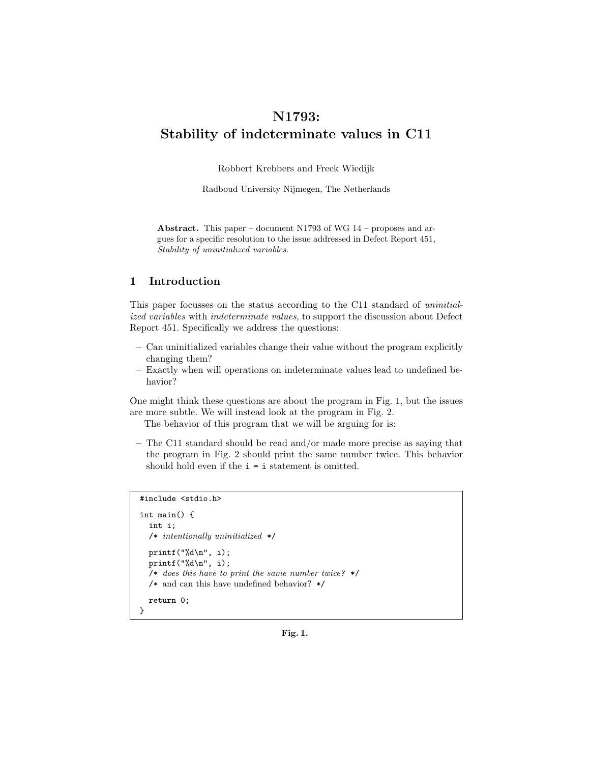# N1793: Stability of indeterminate values in C11

Robbert Krebbers and Freek Wiedijk

Radboud University Nijmegen, The Netherlands

**Abstract.** This paper – document N1793 of WG 14 – proposes and argues for a specific resolution to the issue addressed in Defect Report 451, *Stability of uninitialized variables*.

## 1 Introduction

This paper focusses on the status according to the C11 standard of *uninitialized variables* with *indeterminate values*, to support the discussion about Defect Report 451. Specifically we address the questions:

- Can uninitialized variables change their value without the program explicitly changing them?
- Exactly when will operations on indeterminate values lead to undefined behavior?

One might think these questions are about the program in Fig. 1, but the issues are more subtle. We will instead look at the program in Fig. 2.

The behavior of this program that we will be arguing for is:

- The C11 standard should be read and/or made more precise as saying that the program in Fig. 2 should print the same number twice. This behavior should hold even if the `i = i` statement is omitted.

```
#include <stdio.h>

int main() {
  int i;
  /* intentionally uninitialized */

  printf("%d\n", i);
  printf("%d\n", i);
  /* does this have to print the same number twice? */
  /* and can this have undefined behavior? */

  return 0;
}
```

**Fig. 1.**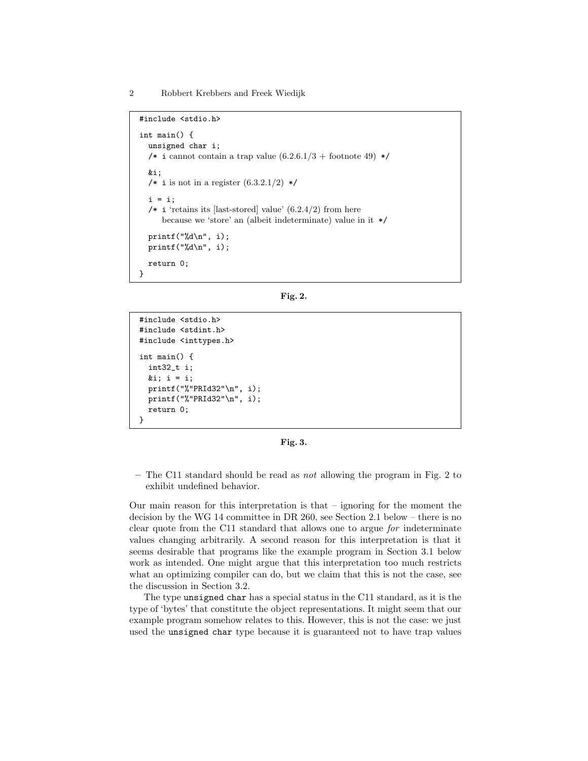```c
#include <stdio.h>

int main() {
  unsigned char i;
  /* i cannot contain a trap value (6.2.6.1/3 + footnote 49) */

  &i;
  /* i is not in a register (6.3.2.1/2) */

  i = i;
  /* i 'retains its [last-stored] value' (6.2.4/2) from here
     because we 'store' an (albeit indeterminate) value in it */

  printf("%d\n", i);
  printf("%d\n", i);

  return 0;
}
```

**Fig. 2.**

```c
#include <stdio.h>
#include <stdint.h>
#include <inttypes.h>

int main() {
  int32_t i;
  &i; i = i;
  printf("%"PRId32"\n", i);
  printf("%"PRId32"\n", i);
  return 0;
}
```

**Fig. 3.**

- The C11 standard should be read as *not* allowing the program in Fig. 2 to exhibit undefined behavior.

Our main reason for this interpretation is that – ignoring for the moment the decision by the WG 14 committee in DR 260, see Section 2.1 below – there is no clear quote from the C11 standard that allows one to argue *for* indeterminate values changing arbitrarily. A second reason for this interpretation is that it seems desirable that programs like the example program in Section 3.1 below work as intended. One might argue that this interpretation too much restricts what an optimizing compiler can do, but we claim that this is not the case, see the discussion in Section 3.2.

The type `unsigned char` has a special status in the C11 standard, as it is the type of 'bytes' that constitute the object representations. It might seem that our example program somehow relates to this. However, this is not the case: we just used the `unsigned char` type because it is guaranteed not to have trap values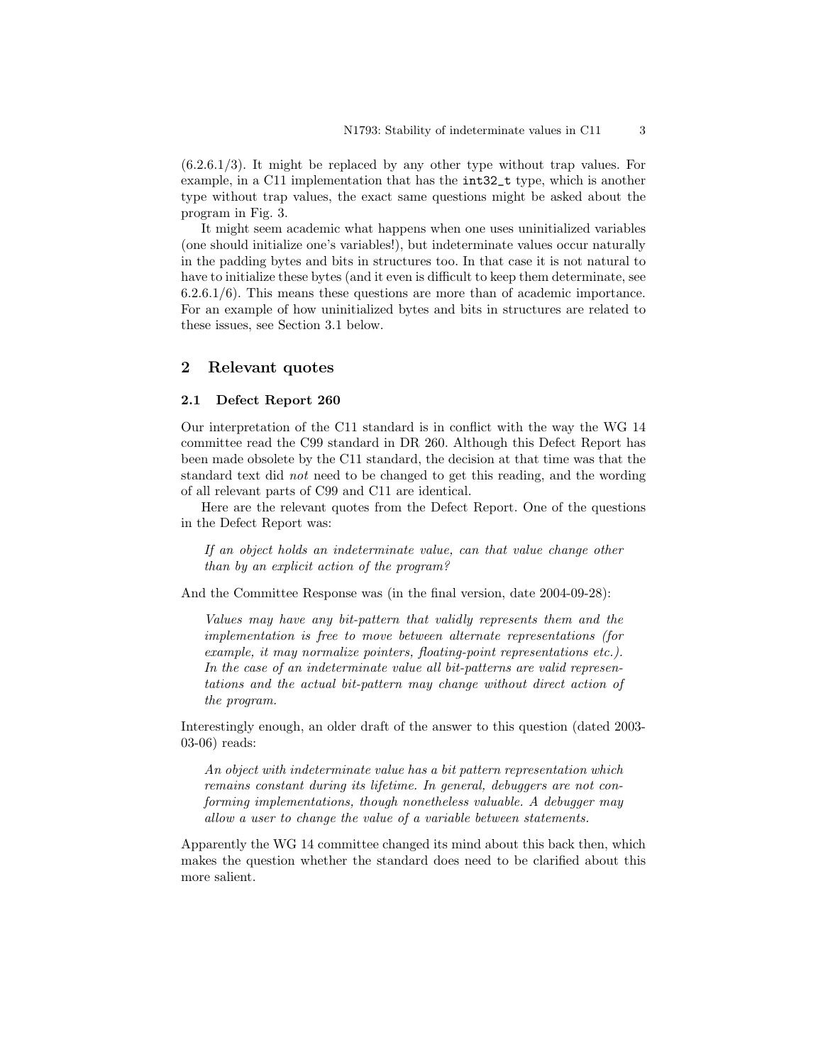(6.2.6.1/3). It might be replaced by any other type without trap values. For example, in a C11 implementation that has the `int32_t` type, which is another type without trap values, the exact same questions might be asked about the program in Fig. 3.

It might seem academic what happens when one uses uninitialized variables (one should initialize one's variables!), but indeterminate values occur naturally in the padding bytes and bits in structures too. In that case it is not natural to have to initialize these bytes (and it even is difficult to keep them determinate, see 6.2.6.1/6). This means these questions are more than of academic importance. For an example of how uninitialized bytes and bits in structures are related to these issues, see Section 3.1 below.

## 2 Relevant quotes

### 2.1 Defect Report 260

Our interpretation of the C11 standard is in conflict with the way the WG 14 committee read the C99 standard in DR 260. Although this Defect Report has been made obsolete by the C11 standard, the decision at that time was that the standard text did *not* need to be changed to get this reading, and the wording of all relevant parts of C99 and C11 are identical.

Here are the relevant quotes from the Defect Report. One of the questions in the Defect Report was:

> *If an object holds an indeterminate value, can that value change other than by an explicit action of the program?*

And the Committee Response was (in the final version, date 2004-09-28):

> *Values may have any bit-pattern that validly represents them and the implementation is free to move between alternate representations (for example, it may normalize pointers, floating-point representations etc.). In the case of an indeterminate value all bit-patterns are valid representations and the actual bit-pattern may change without direct action of the program.*

Interestingly enough, an older draft of the answer to this question (dated 2003-03-06) reads:

> *An object with indeterminate value has a bit pattern representation which remains constant during its lifetime. In general, debuggers are not conforming implementations, though nonetheless valuable. A debugger may allow a user to change the value of a variable between statements.*

Apparently the WG 14 committee changed its mind about this back then, which makes the question whether the standard does need to be clarified about this more salient.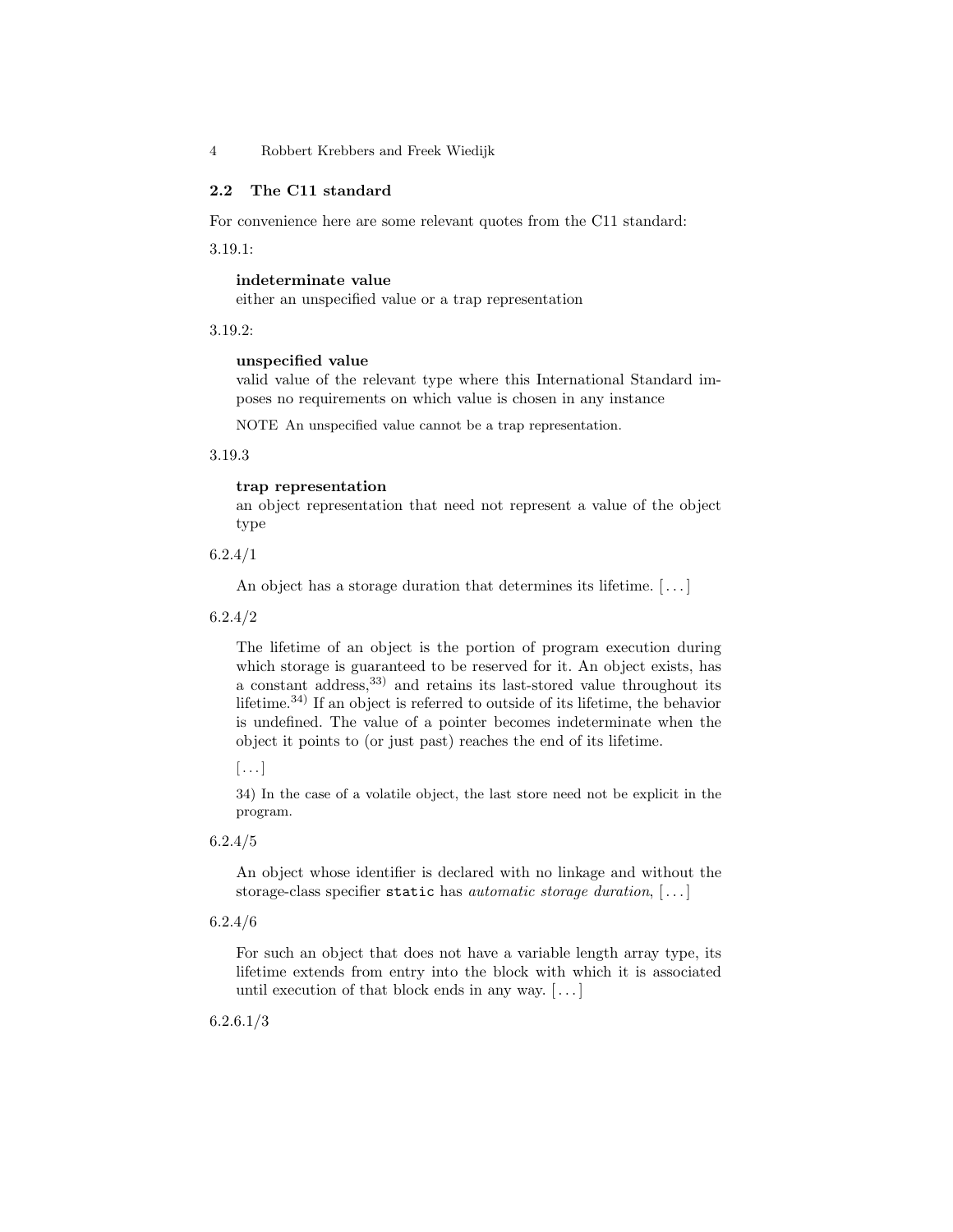### 2.2 The C11 standard

For convenience here are some relevant quotes from the C11 standard:

3.19.1:

> **indeterminate value**
> either an unspecified value or a trap representation

3.19.2:

> **unspecified value**
> valid value of the relevant type where this International Standard imposes no requirements on which value is chosen in any instance
>
> NOTE An unspecified value cannot be a trap representation.

3.19.3

> **trap representation**
> an object representation that need not represent a value of the object type

6.2.4/1

> An object has a storage duration that determines its lifetime. [...]

6.2.4/2

> The lifetime of an object is the portion of program execution during which storage is guaranteed to be reserved for it. An object exists, has a constant address,[33] and retains its last-stored value throughout its lifetime.[34] If an object is referred to outside of its lifetime, the behavior is undefined. The value of a pointer becomes indeterminate when the object it points to (or just past) reaches the end of its lifetime.
>
> [...]
>
> 34) In the case of a volatile object, the last store need not be explicit in the program.

6.2.4/5

> An object whose identifier is declared with no linkage and without the storage-class specifier `static` has *automatic storage duration*, [...]

6.2.4/6

> For such an object that does not have a variable length array type, its lifetime extends from entry into the block with which it is associated until execution of that block ends in any way. [...]

6.2.6.1/3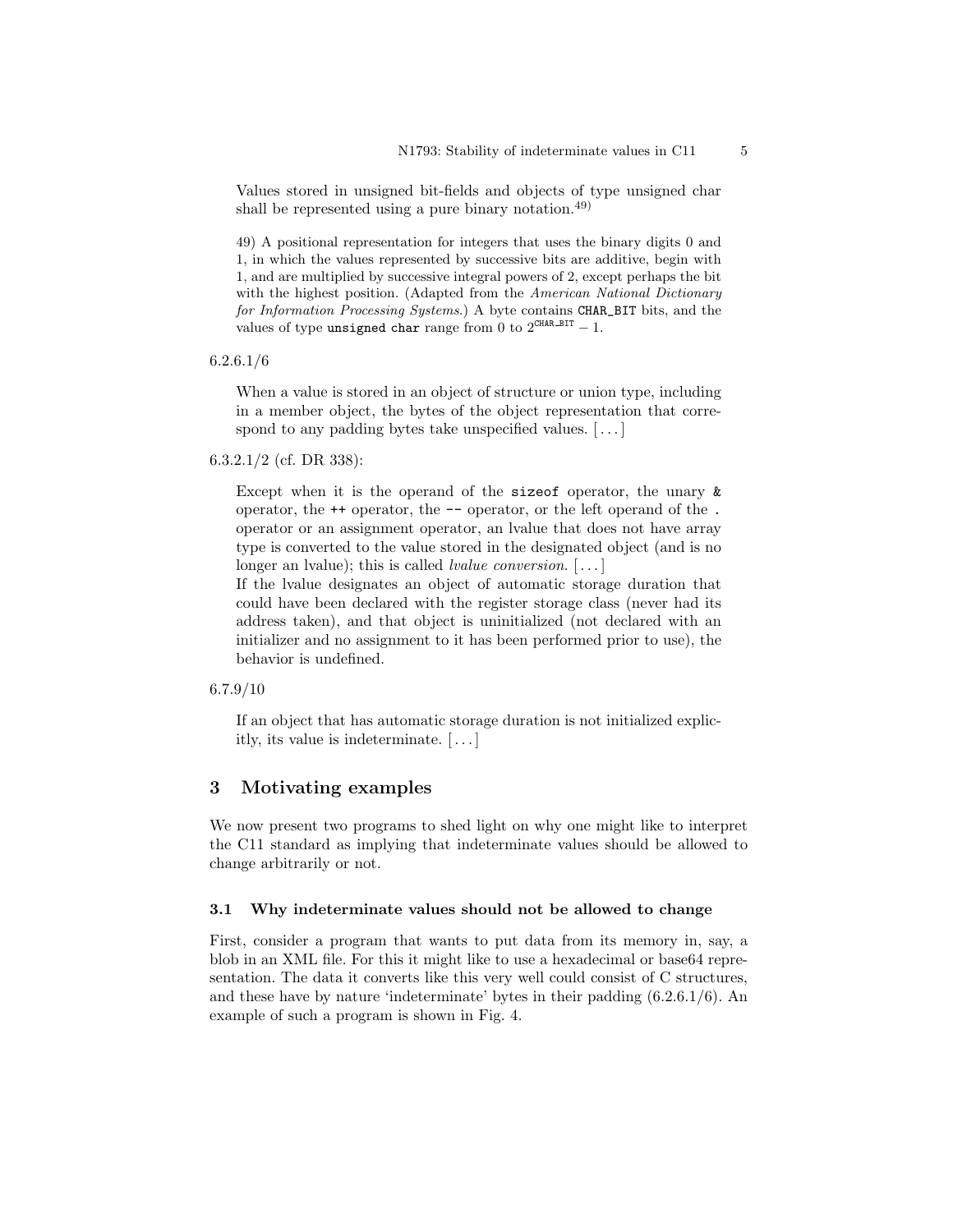Values stored in unsigned bit-fields and objects of type unsigned char shall be represented using a pure binary notation.[49]

49) A positional representation for integers that uses the binary digits 0 and 1, in which the values represented by successive bits are additive, begin with 1, and are multiplied by successive integral powers of 2, except perhaps the bit with the highest position. (Adapted from the *American National Dictionary for Information Processing Systems*.) A byte contains `CHAR_BIT` bits, and the values of type `unsigned char` range from 0 to $2^{\texttt{CHAR\_BIT}} - 1$.

6.2.6.1/6

> When a value is stored in an object of structure or union type, including in a member object, the bytes of the object representation that correspond to any padding bytes take unspecified values. [...]

6.3.2.1/2 (cf. DR 338):

> Except when it is the operand of the `sizeof` operator, the unary `&` operator, the `++` operator, the `--` operator, or the left operand of the `.` operator or an assignment operator, an lvalue that does not have array type is converted to the value stored in the designated object (and is no longer an lvalue); this is called *lvalue conversion*. [...]
>
> If the lvalue designates an object of automatic storage duration that could have been declared with the register storage class (never had its address taken), and that object is uninitialized (not declared with an initializer and no assignment to it has been performed prior to use), the behavior is undefined.

6.7.9/10

> If an object that has automatic storage duration is not initialized explicitly, its value is indeterminate. [...]

## 3 Motivating examples

We now present two programs to shed light on why one might like to interpret the C11 standard as implying that indeterminate values should be allowed to change arbitrarily or not.

### 3.1 Why indeterminate values should not be allowed to change

First, consider a program that wants to put data from its memory in, say, a blob in an XML file. For this it might like to use a hexadecimal or base64 representation. The data it converts like this very well could consist of C structures, and these have by nature 'indeterminate' bytes in their padding (6.2.6.1/6). An example of such a program is shown in Fig. 4.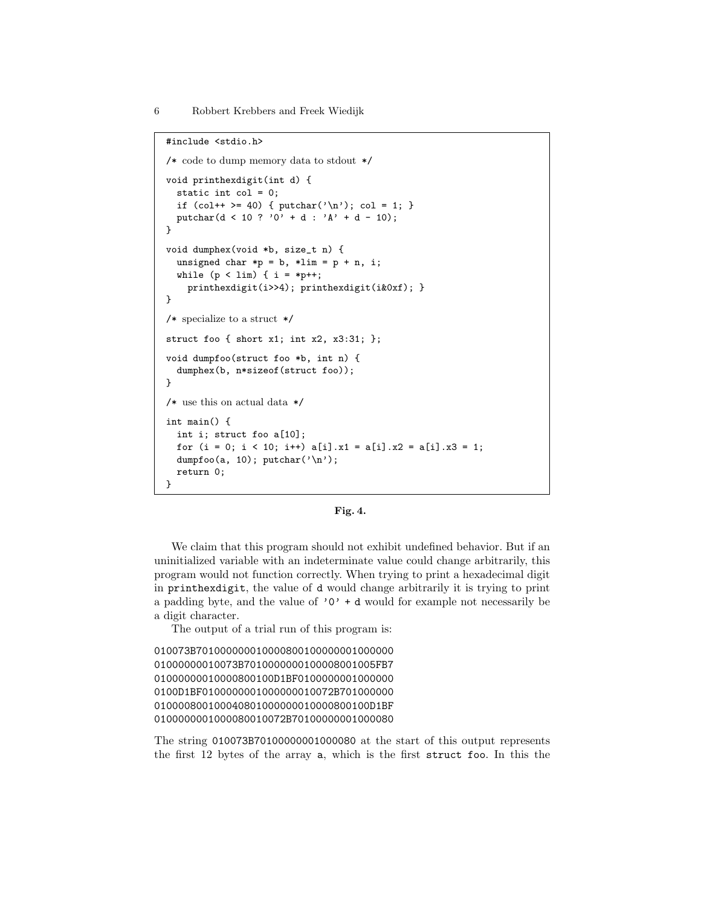```c
#include <stdio.h>

/* code to dump memory data to stdout */

void printhexdigit(int d) {
  static int col = 0;
  if (col++ >= 40) { putchar('\n'); col = 1; }
  putchar(d < 10 ? '0' + d : 'A' + d - 10);
}

void dumphex(void *b, size_t n) {
  unsigned char *p = b, *lim = p + n, i;
  while (p < lim) { i = *p++;
    printhexdigit(i>>4); printhexdigit(i&0xf); }
}

/* specialize to a struct */

struct foo { short x1; int x2, x3:31; };

void dumpfoo(struct foo *b, int n) {
  dumphex(b, n*sizeof(struct foo));
}

/* use this on actual data */

int main() {
  int i; struct foo a[10];
  for (i = 0; i < 10; i++) a[i].x1 = a[i].x2 = a[i].x3 = 1;
  dumpfoo(a, 10); putchar('\n');
  return 0;
}
```

**Fig. 4.**

We claim that this program should not exhibit undefined behavior. But if an uninitialized variable with an indeterminate value could change arbitrarily, this program would not function correctly. When trying to print a hexadecimal digit in `printhexdigit`, the value of `d` would change arbitrarily it is trying to print a padding byte, and the value of `'0' + d` would for example not necessarily be a digit character.

The output of a trial run of this program is:

```
010073B7010000000100000800100000000100000​0
01000000010073B7010000000100008001005FB7
0100000001000080010​0D1BF0100000001000000
0100D1BF010000000100000001007​2B701000000
0100000800100040801000000010000800100D1BF
010000000100008001007​2B70100000001000080
```

The string `010073B70100000001000080` at the start of this output represents the first 12 bytes of the array `a`, which is the first `struct foo`. In this the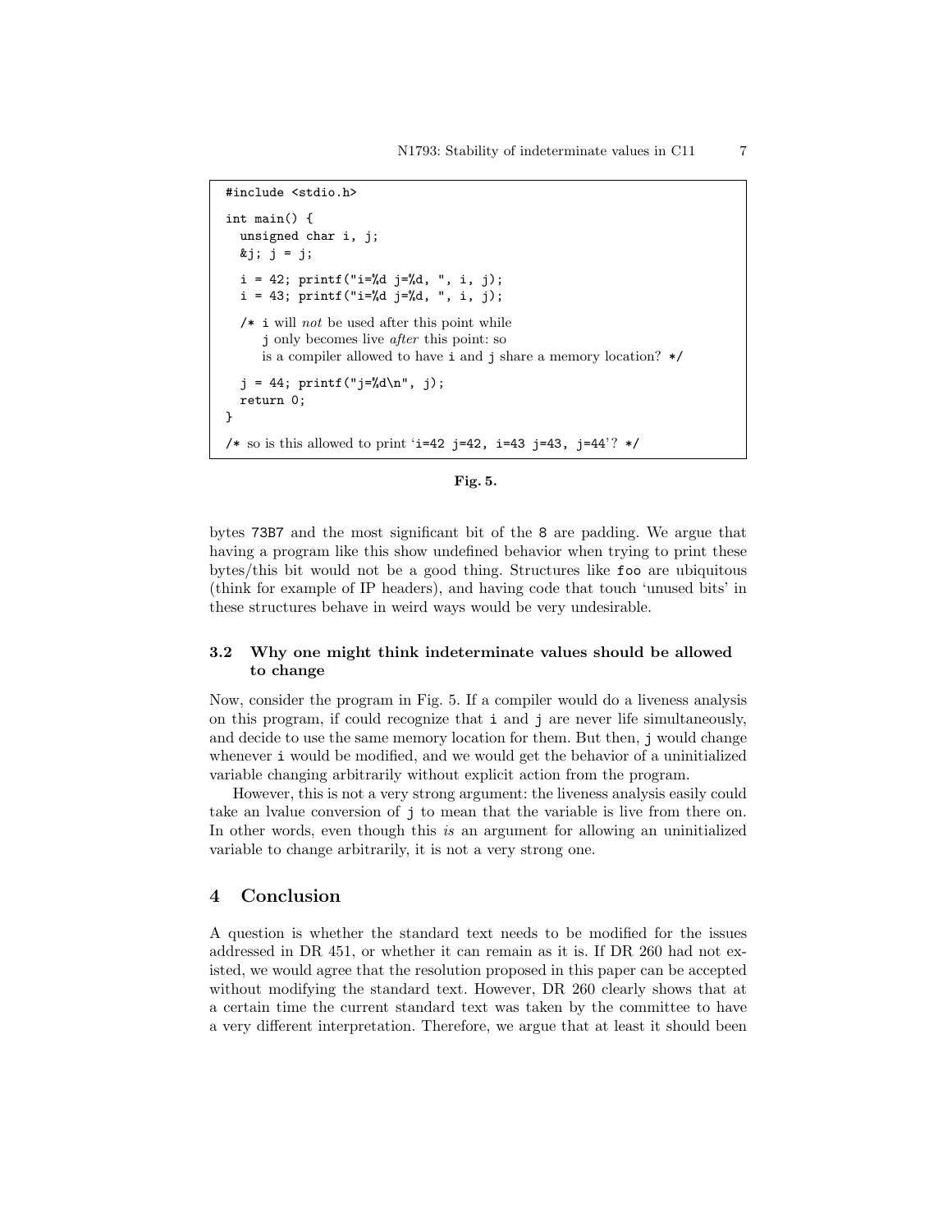```c
#include <stdio.h>

int main() {
  unsigned char i, j;
  &j; j = j;

  i = 42; printf("i=%d j=%d, ", i, j);
  i = 43; printf("i=%d j=%d, ", i, j);

  /* i will not be used after this point while
      j only becomes live after this point: so
      is a compiler allowed to have i and j share a memory location? */

  j = 44; printf("j=%d\n", j);
  return 0;
}

/* so is this allowed to print 'i=42 j=42, i=43 j=43, j=44'? */
```

**Fig. 5.**

bytes 73B7 and the most significant bit of the 8 are padding. We argue that having a program like this show undefined behavior when trying to print these bytes/this bit would not be a good thing. Structures like foo are ubiquitous (think for example of IP headers), and having code that touch 'unused bits' in these structures behave in weird ways would be very undesirable.

### 3.2 Why one might think indeterminate values should be allowed to change

Now, consider the program in Fig. 5. If a compiler would do a liveness analysis on this program, if could recognize that i and j are never life simultaneously, and decide to use the same memory location for them. But then, j would change whenever i would be modified, and we would get the behavior of a uninitialized variable changing arbitrarily without explicit action from the program.

However, this is not a very strong argument: the liveness analysis easily could take an lvalue conversion of j to mean that the variable is live from there on. In other words, even though this *is* an argument for allowing an uninitialized variable to change arbitrarily, it is not a very strong one.

## 4 Conclusion

A question is whether the standard text needs to be modified for the issues addressed in DR 451, or whether it can remain as it is. If DR 260 had not existed, we would agree that the resolution proposed in this paper can be accepted without modifying the standard text. However, DR 260 clearly shows that at a certain time the current standard text was taken by the committee to have a very different interpretation. Therefore, we argue that at least it should been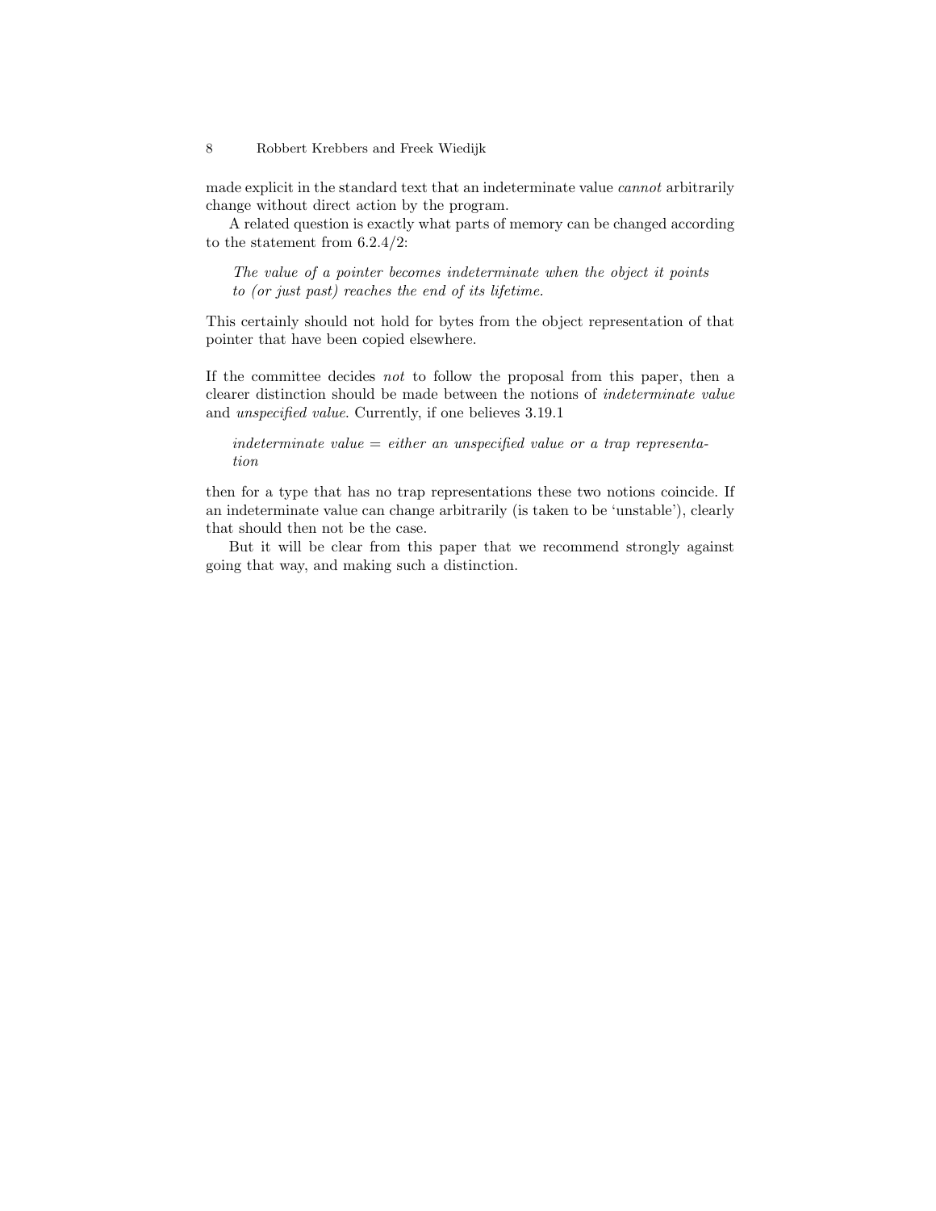made explicit in the standard text that an indeterminate value *cannot* arbitrarily change without direct action by the program.

A related question is exactly what parts of memory can be changed according to the statement from 6.2.4/2:

> *The value of a pointer becomes indeterminate when the object it points to (or just past) reaches the end of its lifetime.*

This certainly should not hold for bytes from the object representation of that pointer that have been copied elsewhere.

If the committee decides *not* to follow the proposal from this paper, then a clearer distinction should be made between the notions of *indeterminate value* and *unspecified value*. Currently, if one believes 3.19.1

> *indeterminate value = either an unspecified value or a trap representation*

then for a type that has no trap representations these two notions coincide. If an indeterminate value can change arbitrarily (is taken to be 'unstable'), clearly that should then not be the case.

But it will be clear from this paper that we recommend strongly against going that way, and making such a distinction.